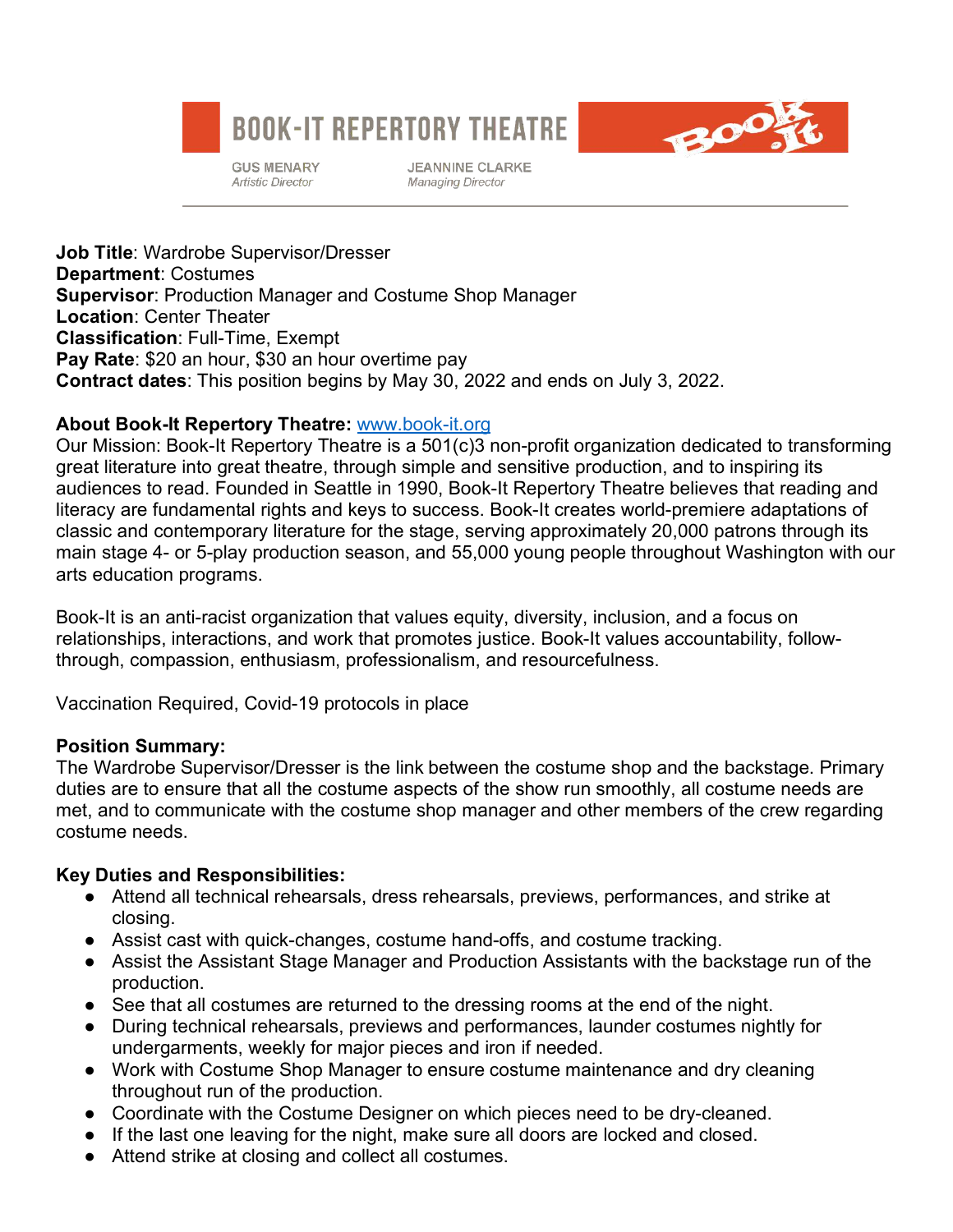# BOOK-IT REPERTORY THEATRE

GUS MENARY
*Artistic Director*

JEANNINE CLARKE
*Managing Director*

---

**Job Title**: Wardrobe Supervisor/Dresser
**Department**: Costumes
**Supervisor**: Production Manager and Costume Shop Manager
**Location**: Center Theater
**Classification**: Full-Time, Exempt
**Pay Rate**: $20 an hour, $30 an hour overtime pay
**Contract dates**: This position begins by May 30, 2022 and ends on July 3, 2022.

**About Book-It Repertory Theatre:** [www.book-it.org](http://www.book-it.org)
Our Mission: Book-It Repertory Theatre is a 501(c)3 non-profit organization dedicated to transforming great literature into great theatre, through simple and sensitive production, and to inspiring its audiences to read. Founded in Seattle in 1990, Book-It Repertory Theatre believes that reading and literacy are fundamental rights and keys to success. Book-It creates world-premiere adaptations of classic and contemporary literature for the stage, serving approximately 20,000 patrons through its main stage 4- or 5-play production season, and 55,000 young people throughout Washington with our arts education programs.

Book-It is an anti-racist organization that values equity, diversity, inclusion, and a focus on relationships, interactions, and work that promotes justice. Book-It values accountability, follow-through, compassion, enthusiasm, professionalism, and resourcefulness.

Vaccination Required, Covid-19 protocols in place

**Position Summary:**
The Wardrobe Supervisor/Dresser is the link between the costume shop and the backstage. Primary duties are to ensure that all the costume aspects of the show run smoothly, all costume needs are met, and to communicate with the costume shop manager and other members of the crew regarding costume needs.

**Key Duties and Responsibilities:**

- Attend all technical rehearsals, dress rehearsals, previews, performances, and strike at closing.
- Assist cast with quick-changes, costume hand-offs, and costume tracking.
- Assist the Assistant Stage Manager and Production Assistants with the backstage run of the production.
- See that all costumes are returned to the dressing rooms at the end of the night.
- During technical rehearsals, previews and performances, launder costumes nightly for undergarments, weekly for major pieces and iron if needed.
- Work with Costume Shop Manager to ensure costume maintenance and dry cleaning throughout run of the production.
- Coordinate with the Costume Designer on which pieces need to be dry-cleaned.
- If the last one leaving for the night, make sure all doors are locked and closed.
- Attend strike at closing and collect all costumes.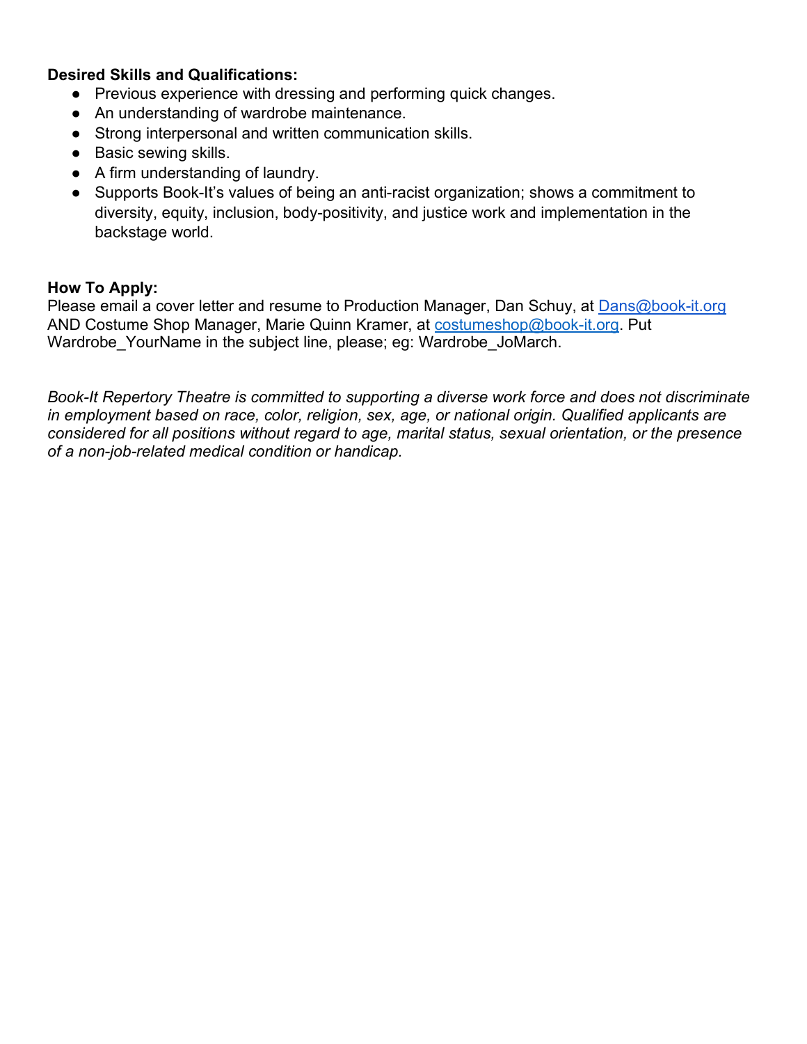**Desired Skills and Qualifications:**

- Previous experience with dressing and performing quick changes.
- An understanding of wardrobe maintenance.
- Strong interpersonal and written communication skills.
- Basic sewing skills.
- A firm understanding of laundry.
- Supports Book-It's values of being an anti-racist organization; shows a commitment to diversity, equity, inclusion, body-positivity, and justice work and implementation in the backstage world.

**How To Apply:**

Please email a cover letter and resume to Production Manager, Dan Schuy, at Dans@book-it.org AND Costume Shop Manager, Marie Quinn Kramer, at costumeshop@book-it.org. Put Wardrobe_YourName in the subject line, please; eg: Wardrobe_JoMarch.

*Book-It Repertory Theatre is committed to supporting a diverse work force and does not discriminate in employment based on race, color, religion, sex, age, or national origin. Qualified applicants are considered for all positions without regard to age, marital status, sexual orientation, or the presence of a non-job-related medical condition or handicap.*